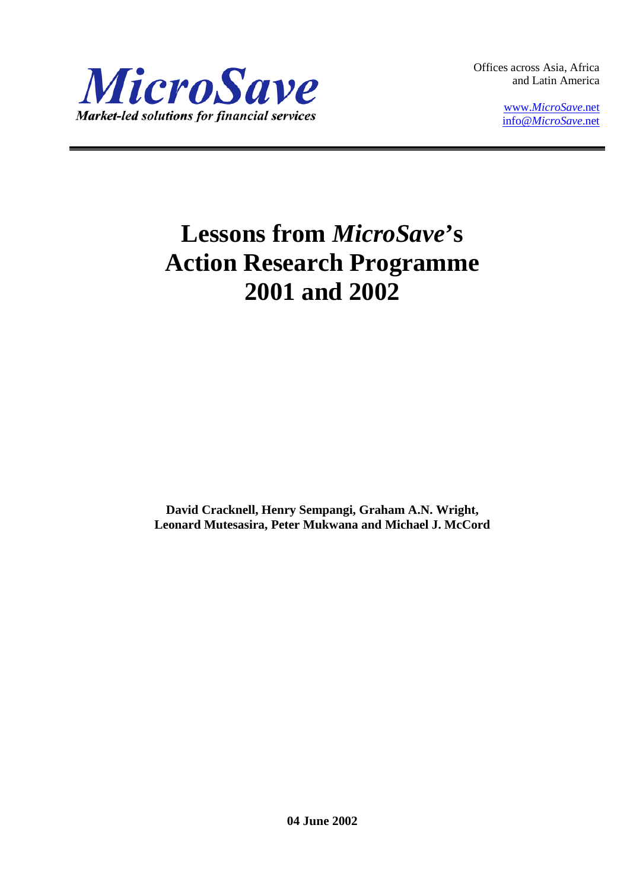***MicroSave***
***Market-led solutions for financial services***

Offices across Asia, Africa and Latin America

www.*MicroSave*.net
info@*MicroSave*.net

# Lessons from *MicroSave*'s Action Research Programme 2001 and 2002

**David Cracknell, Henry Sempangi, Graham A.N. Wright, Leonard Mutesasira, Peter Mukwana and Michael J. McCord**

**04 June 2002**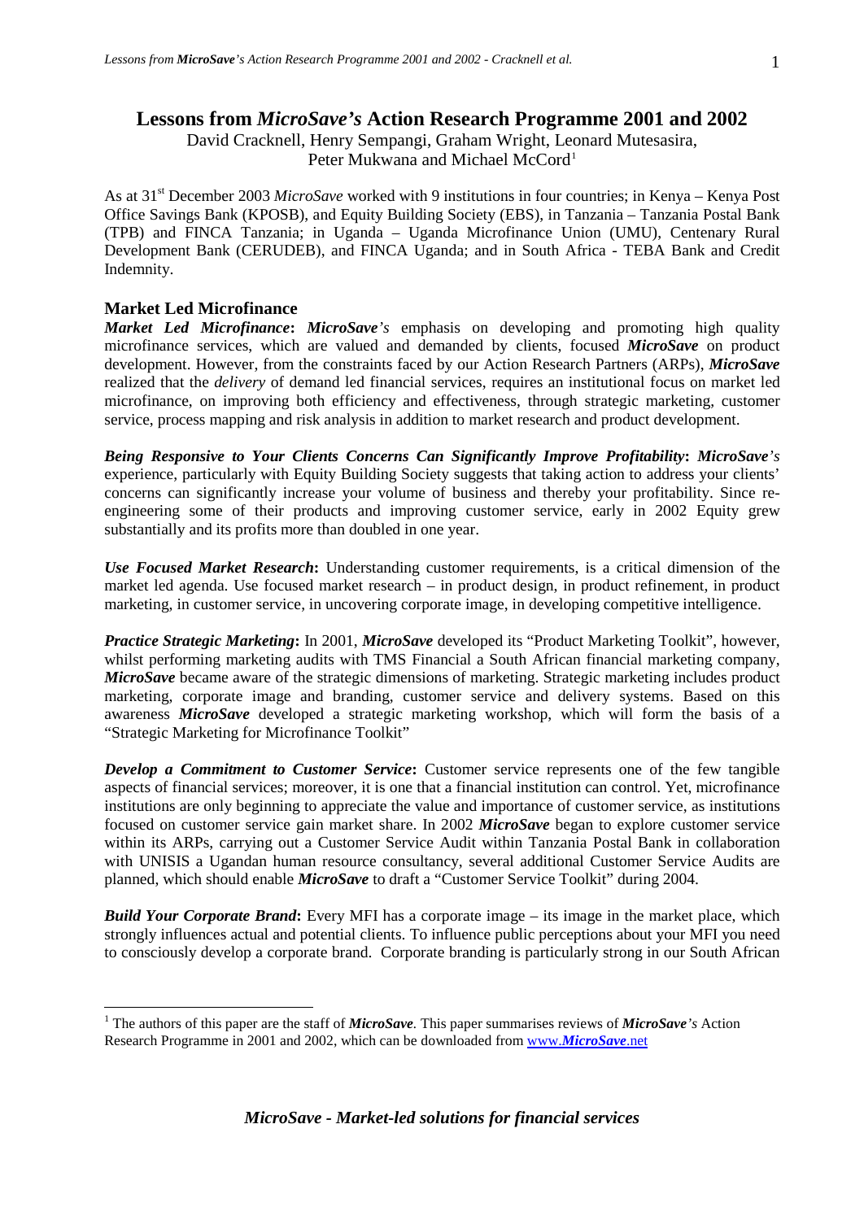# Lessons from *MicroSave's* Action Research Programme 2001 and 2002

David Cracknell, Henry Sempangi, Graham Wright, Leonard Mutesasira, Peter Mukwana and Michael McCord[1]

As at 31st December 2003 *MicroSave* worked with 9 institutions in four countries; in Kenya – Kenya Post Office Savings Bank (KPOSB), and Equity Building Society (EBS), in Tanzania – Tanzania Postal Bank (TPB) and FINCA Tanzania; in Uganda – Uganda Microfinance Union (UMU), Centenary Rural Development Bank (CERUDEB), and FINCA Uganda; and in South Africa - TEBA Bank and Credit Indemnity.

## Market Led Microfinance

***Market Led Microfinance*: *MicroSave's*** emphasis on developing and promoting high quality microfinance services, which are valued and demanded by clients, focused ***MicroSave*** on product development. However, from the constraints faced by our Action Research Partners (ARPs), ***MicroSave*** realized that the *delivery* of demand led financial services, requires an institutional focus on market led microfinance, on improving both efficiency and effectiveness, through strategic marketing, customer service, process mapping and risk analysis in addition to market research and product development.

***Being Responsive to Your Clients Concerns Can Significantly Improve Profitability*: *MicroSave's*** experience, particularly with Equity Building Society suggests that taking action to address your clients' concerns can significantly increase your volume of business and thereby your profitability. Since re-engineering some of their products and improving customer service, early in 2002 Equity grew substantially and its profits more than doubled in one year.

***Use Focused Market Research*:** Understanding customer requirements, is a critical dimension of the market led agenda. Use focused market research – in product design, in product refinement, in product marketing, in customer service, in uncovering corporate image, in developing competitive intelligence.

***Practice Strategic Marketing*:** In 2001, ***MicroSave*** developed its "Product Marketing Toolkit", however, whilst performing marketing audits with TMS Financial a South African financial marketing company, ***MicroSave*** became aware of the strategic dimensions of marketing. Strategic marketing includes product marketing, corporate image and branding, customer service and delivery systems. Based on this awareness ***MicroSave*** developed a strategic marketing workshop, which will form the basis of a "Strategic Marketing for Microfinance Toolkit"

***Develop a Commitment to Customer Service*:** Customer service represents one of the few tangible aspects of financial services; moreover, it is one that a financial institution can control. Yet, microfinance institutions are only beginning to appreciate the value and importance of customer service, as institutions focused on customer service gain market share. In 2002 ***MicroSave*** began to explore customer service within its ARPs, carrying out a Customer Service Audit within Tanzania Postal Bank in collaboration with UNISIS a Ugandan human resource consultancy, several additional Customer Service Audits are planned, which should enable ***MicroSave*** to draft a "Customer Service Toolkit" during 2004.

***Build Your Corporate Brand*:** Every MFI has a corporate image – its image in the market place, which strongly influences actual and potential clients. To influence public perceptions about your MFI you need to consciously develop a corporate brand. Corporate branding is particularly strong in our South African

[1] The authors of this paper are the staff of ***MicroSave***. This paper summarises reviews of ***MicroSave's*** Action Research Programme in 2001 and 2002, which can be downloaded from www.***MicroSave***.net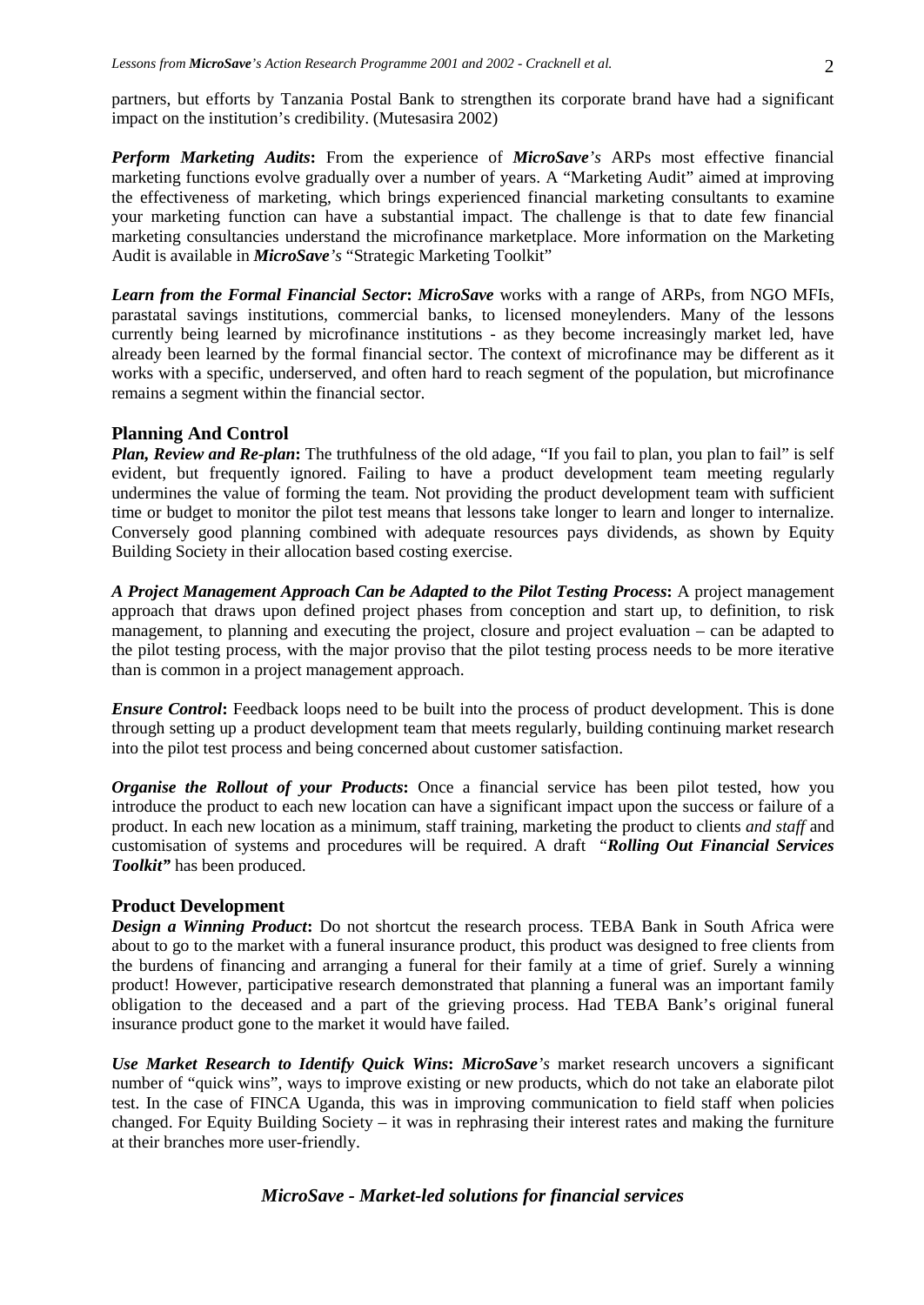partners, but efforts by Tanzania Postal Bank to strengthen its corporate brand have had a significant impact on the institution's credibility. (Mutesasira 2002)

***Perform Marketing Audits*:** From the experience of ***MicroSave****'s* ARPs most effective financial marketing functions evolve gradually over a number of years. A "Marketing Audit" aimed at improving the effectiveness of marketing, which brings experienced financial marketing consultants to examine your marketing function can have a substantial impact. The challenge is that to date few financial marketing consultancies understand the microfinance marketplace. More information on the Marketing Audit is available in ***MicroSave****'s* "Strategic Marketing Toolkit"

***Learn from the Formal Financial Sector*: *MicroSave*** works with a range of ARPs, from NGO MFIs, parastatal savings institutions, commercial banks, to licensed moneylenders. Many of the lessons currently being learned by microfinance institutions - as they become increasingly market led, have already been learned by the formal financial sector. The context of microfinance may be different as it works with a specific, underserved, and often hard to reach segment of the population, but microfinance remains a segment within the financial sector.

## Planning And Control

***Plan, Review and Re-plan*:** The truthfulness of the old adage, "If you fail to plan, you plan to fail" is self evident, but frequently ignored. Failing to have a product development team meeting regularly undermines the value of forming the team. Not providing the product development team with sufficient time or budget to monitor the pilot test means that lessons take longer to learn and longer to internalize. Conversely good planning combined with adequate resources pays dividends, as shown by Equity Building Society in their allocation based costing exercise.

***A Project Management Approach Can be Adapted to the Pilot Testing Process*:** A project management approach that draws upon defined project phases from conception and start up, to definition, to risk management, to planning and executing the project, closure and project evaluation – can be adapted to the pilot testing process, with the major proviso that the pilot testing process needs to be more iterative than is common in a project management approach.

***Ensure Control*:** Feedback loops need to be built into the process of product development. This is done through setting up a product development team that meets regularly, building continuing market research into the pilot test process and being concerned about customer satisfaction.

***Organise the Rollout of your Products*:** Once a financial service has been pilot tested, how you introduce the product to each new location can have a significant impact upon the success or failure of a product. In each new location as a minimum, staff training, marketing the product to clients *and staff* and customisation of systems and procedures will be required. A draft *"**Rolling Out Financial Services Toolkit"*** has been produced.

## Product Development

***Design a Winning Product*:** Do not shortcut the research process. TEBA Bank in South Africa were about to go to the market with a funeral insurance product, this product was designed to free clients from the burdens of financing and arranging a funeral for their family at a time of grief. Surely a winning product! However, participative research demonstrated that planning a funeral was an important family obligation to the deceased and a part of the grieving process. Had TEBA Bank's original funeral insurance product gone to the market it would have failed.

***Use Market Research to Identify Quick Wins*: *MicroSave****'s* market research uncovers a significant number of "quick wins", ways to improve existing or new products, which do not take an elaborate pilot test. In the case of FINCA Uganda, this was in improving communication to field staff when policies changed. For Equity Building Society – it was in rephrasing their interest rates and making the furniture at their branches more user-friendly.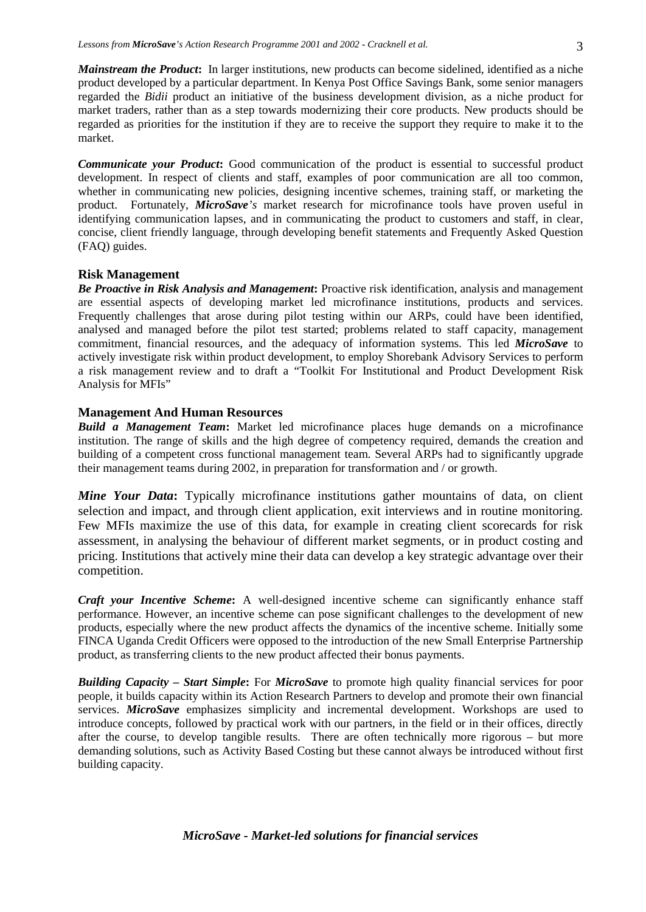***Mainstream the Product*:** In larger institutions, new products can become sidelined, identified as a niche product developed by a particular department. In Kenya Post Office Savings Bank, some senior managers regarded the *Bidii* product an initiative of the business development division, as a niche product for market traders, rather than as a step towards modernizing their core products. New products should be regarded as priorities for the institution if they are to receive the support they require to make it to the market.

***Communicate your Product*:** Good communication of the product is essential to successful product development. In respect of clients and staff, examples of poor communication are all too common, whether in communicating new policies, designing incentive schemes, training staff, or marketing the product. Fortunately, ***MicroSave****'s* market research for microfinance tools have proven useful in identifying communication lapses, and in communicating the product to customers and staff, in clear, concise, client friendly language, through developing benefit statements and Frequently Asked Question (FAQ) guides.

### Risk Management

***Be Proactive in Risk Analysis and Management*:** Proactive risk identification, analysis and management are essential aspects of developing market led microfinance institutions, products and services. Frequently challenges that arose during pilot testing within our ARPs, could have been identified, analysed and managed before the pilot test started; problems related to staff capacity, management commitment, financial resources, and the adequacy of information systems. This led ***MicroSave*** to actively investigate risk within product development, to employ Shorebank Advisory Services to perform a risk management review and to draft a "Toolkit For Institutional and Product Development Risk Analysis for MFIs"

### Management And Human Resources

***Build a Management Team*:** Market led microfinance places huge demands on a microfinance institution. The range of skills and the high degree of competency required, demands the creation and building of a competent cross functional management team. Several ARPs had to significantly upgrade their management teams during 2002, in preparation for transformation and / or growth.

***Mine Your Data*:** Typically microfinance institutions gather mountains of data, on client selection and impact, and through client application, exit interviews and in routine monitoring. Few MFIs maximize the use of this data, for example in creating client scorecards for risk assessment, in analysing the behaviour of different market segments, or in product costing and pricing. Institutions that actively mine their data can develop a key strategic advantage over their competition.

***Craft your Incentive Scheme*:** A well-designed incentive scheme can significantly enhance staff performance. However, an incentive scheme can pose significant challenges to the development of new products, especially where the new product affects the dynamics of the incentive scheme. Initially some FINCA Uganda Credit Officers were opposed to the introduction of the new Small Enterprise Partnership product, as transferring clients to the new product affected their bonus payments.

***Building Capacity – Start Simple*:** For ***MicroSave*** to promote high quality financial services for poor people, it builds capacity within its Action Research Partners to develop and promote their own financial services. ***MicroSave*** emphasizes simplicity and incremental development. Workshops are used to introduce concepts, followed by practical work with our partners, in the field or in their offices, directly after the course, to develop tangible results. There are often technically more rigorous – but more demanding solutions, such as Activity Based Costing but these cannot always be introduced without first building capacity.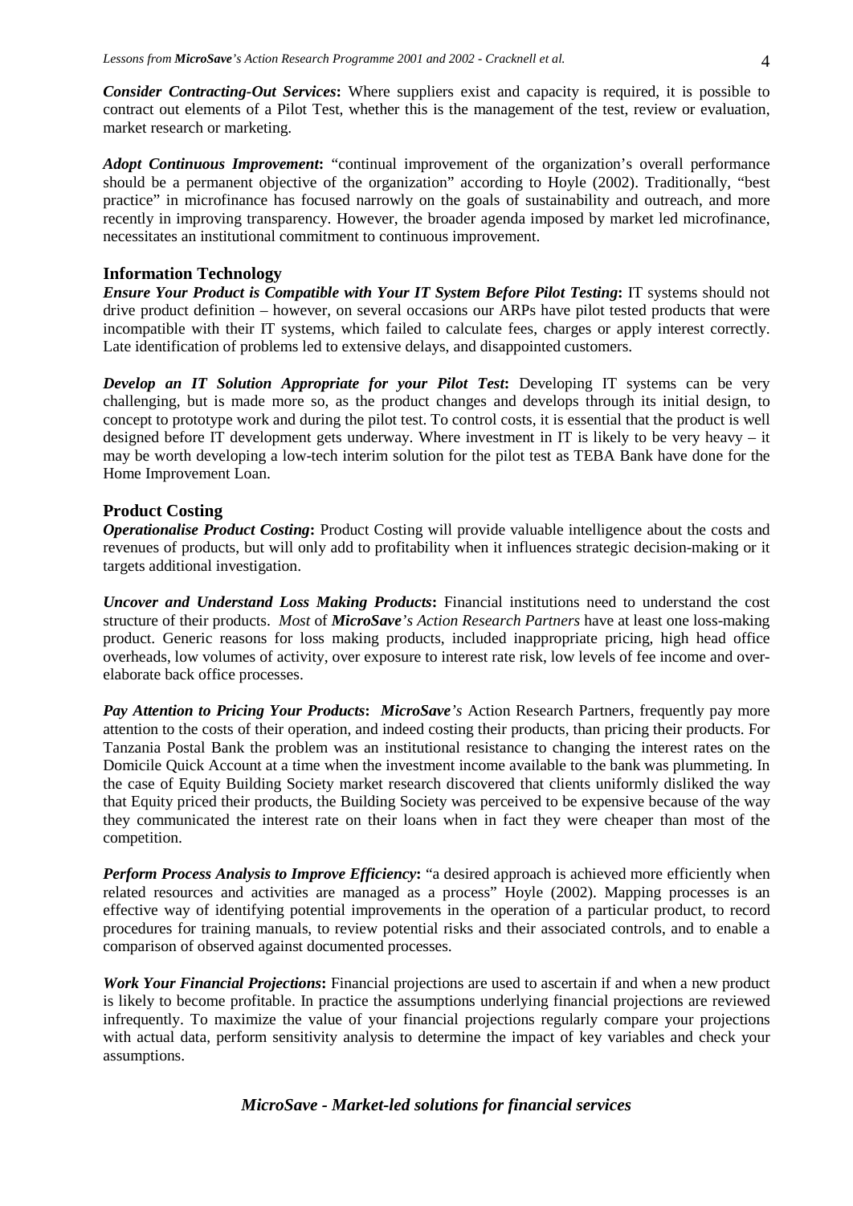***Consider Contracting-Out Services*:** Where suppliers exist and capacity is required, it is possible to contract out elements of a Pilot Test, whether this is the management of the test, review or evaluation, market research or marketing.

***Adopt Continuous Improvement*:** "continual improvement of the organization's overall performance should be a permanent objective of the organization" according to Hoyle (2002). Traditionally, "best practice" in microfinance has focused narrowly on the goals of sustainability and outreach, and more recently in improving transparency. However, the broader agenda imposed by market led microfinance, necessitates an institutional commitment to continuous improvement.

### Information Technology

***Ensure Your Product is Compatible with Your IT System Before Pilot Testing*:** IT systems should not drive product definition – however, on several occasions our ARPs have pilot tested products that were incompatible with their IT systems, which failed to calculate fees, charges or apply interest correctly. Late identification of problems led to extensive delays, and disappointed customers.

***Develop an IT Solution Appropriate for your Pilot Test*:** Developing IT systems can be very challenging, but is made more so, as the product changes and develops through its initial design, to concept to prototype work and during the pilot test. To control costs, it is essential that the product is well designed before IT development gets underway. Where investment in IT is likely to be very heavy – it may be worth developing a low-tech interim solution for the pilot test as TEBA Bank have done for the Home Improvement Loan.

### Product Costing

***Operationalise Product Costing*:** Product Costing will provide valuable intelligence about the costs and revenues of products, but will only add to profitability when it influences strategic decision-making or it targets additional investigation.

***Uncover and Understand Loss Making Products*:** Financial institutions need to understand the cost structure of their products. *Most* of ***MicroSave****'s Action Research Partners* have at least one loss-making product. Generic reasons for loss making products, included inappropriate pricing, high head office overheads, low volumes of activity, over exposure to interest rate risk, low levels of fee income and over-elaborate back office processes.

***Pay Attention to Pricing Your Products*:** ***MicroSave****'s* Action Research Partners, frequently pay more attention to the costs of their operation, and indeed costing their products, than pricing their products. For Tanzania Postal Bank the problem was an institutional resistance to changing the interest rates on the Domicile Quick Account at a time when the investment income available to the bank was plummeting. In the case of Equity Building Society market research discovered that clients uniformly disliked the way that Equity priced their products, the Building Society was perceived to be expensive because of the way they communicated the interest rate on their loans when in fact they were cheaper than most of the competition.

***Perform Process Analysis to Improve Efficiency*:** "a desired approach is achieved more efficiently when related resources and activities are managed as a process" Hoyle (2002). Mapping processes is an effective way of identifying potential improvements in the operation of a particular product, to record procedures for training manuals, to review potential risks and their associated controls, and to enable a comparison of observed against documented processes.

***Work Your Financial Projections*:** Financial projections are used to ascertain if and when a new product is likely to become profitable. In practice the assumptions underlying financial projections are reviewed infrequently. To maximize the value of your financial projections regularly compare your projections with actual data, perform sensitivity analysis to determine the impact of key variables and check your assumptions.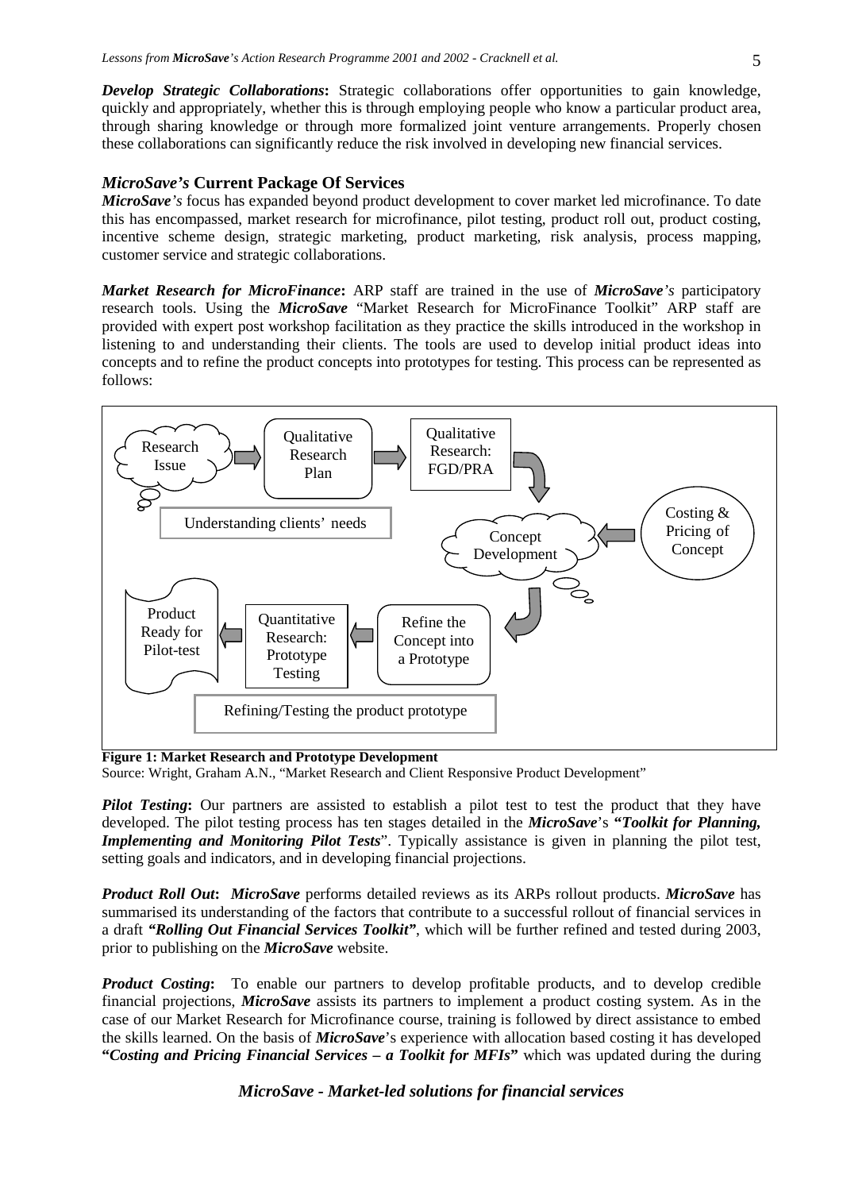***Develop Strategic Collaborations*:** Strategic collaborations offer opportunities to gain knowledge, quickly and appropriately, whether this is through employing people who know a particular product area, through sharing knowledge or through more formalized joint venture arrangements. Properly chosen these collaborations can significantly reduce the risk involved in developing new financial services.

## ***MicroSave's*** **Current Package Of Services**

***MicroSave's*** focus has expanded beyond product development to cover market led microfinance. To date this has encompassed, market research for microfinance, pilot testing, product roll out, product costing, incentive scheme design, strategic marketing, product marketing, risk analysis, process mapping, customer service and strategic collaborations.

***Market Research for MicroFinance*:** ARP staff are trained in the use of ***MicroSave's*** participatory research tools. Using the ***MicroSave*** "Market Research for MicroFinance Toolkit" ARP staff are provided with expert post workshop facilitation as they practice the skills introduced in the workshop in listening to and understanding their clients. The tools are used to develop initial product ideas into concepts and to refine the product concepts into prototypes for testing. This process can be represented as follows:

Research Issue → Qualitative Research Plan → Qualitative Research: FGD/PRA → Concept Development (← Costing & Pricing of Concept) → Refine the Concept into a Prototype → Quantitative Research: Prototype Testing → Product Ready for Pilot-test

Understanding clients' needs

Refining/Testing the product prototype

**Figure 1: Market Research and Prototype Development**
Source: Wright, Graham A.N., "Market Research and Client Responsive Product Development"

***Pilot Testing*:** Our partners are assisted to establish a pilot test to test the product that they have developed. The pilot testing process has ten stages detailed in the ***MicroSave***'s ***"Toolkit for Planning, Implementing and Monitoring Pilot Tests***". Typically assistance is given in planning the pilot test, setting goals and indicators, and in developing financial projections.

***Product Roll Out*:** ***MicroSave*** performs detailed reviews as its ARPs rollout products. ***MicroSave*** has summarised its understanding of the factors that contribute to a successful rollout of financial services in a draft ***"Rolling Out Financial Services Toolkit"***, which will be further refined and tested during 2003, prior to publishing on the ***MicroSave*** website.

***Product Costing*:** To enable our partners to develop profitable products, and to develop credible financial projections, ***MicroSave*** assists its partners to implement a product costing system. As in the case of our Market Research for Microfinance course, training is followed by direct assistance to embed the skills learned. On the basis of ***MicroSave***'s experience with allocation based costing it has developed **"*Costing and Pricing Financial Services – a Toolkit for MFIs*"** which was updated during the during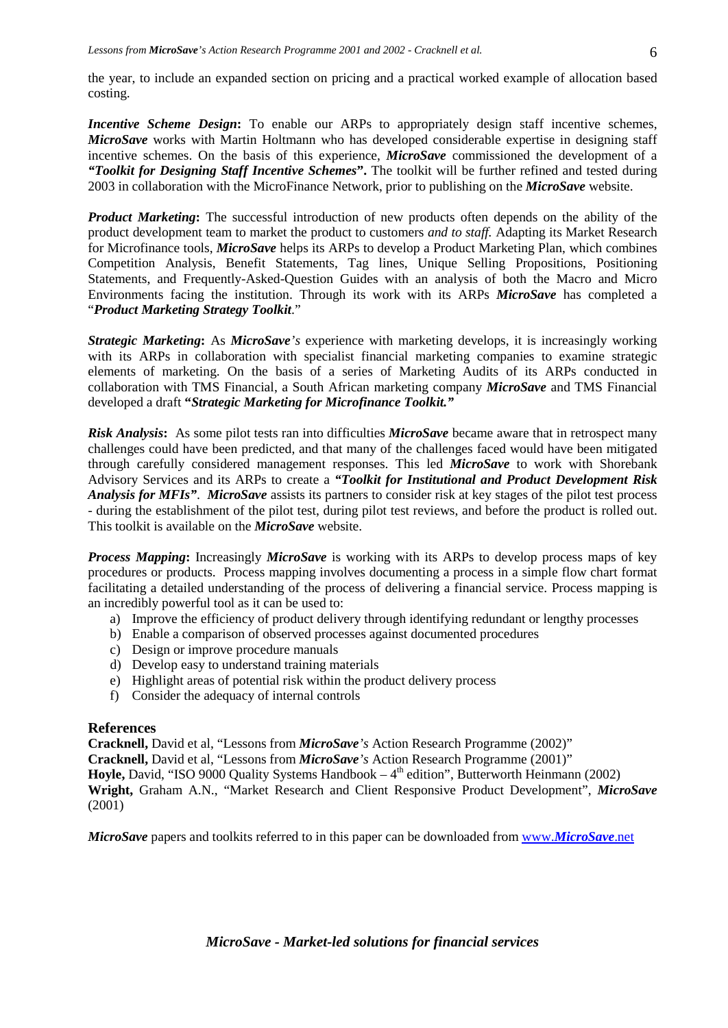the year, to include an expanded section on pricing and a practical worked example of allocation based costing.

***Incentive Scheme Design*:** To enable our ARPs to appropriately design staff incentive schemes, ***MicroSave*** works with Martin Holtmann who has developed considerable expertise in designing staff incentive schemes. On the basis of this experience, ***MicroSave*** commissioned the development of a ***"Toolkit for Designing Staff Incentive Schemes"*.** The toolkit will be further refined and tested during 2003 in collaboration with the MicroFinance Network, prior to publishing on the ***MicroSave*** website.

***Product Marketing*:** The successful introduction of new products often depends on the ability of the product development team to market the product to customers *and to staff.* Adapting its Market Research for Microfinance tools, ***MicroSave*** helps its ARPs to develop a Product Marketing Plan, which combines Competition Analysis, Benefit Statements, Tag lines, Unique Selling Propositions, Positioning Statements, and Frequently-Asked-Question Guides with an analysis of both the Macro and Micro Environments facing the institution. Through its work with its ARPs ***MicroSave*** has completed a "***Product Marketing Strategy Toolkit***."

***Strategic Marketing*:** As ***MicroSave****'s* experience with marketing develops, it is increasingly working with its ARPs in collaboration with specialist financial marketing companies to examine strategic elements of marketing. On the basis of a series of Marketing Audits of its ARPs conducted in collaboration with TMS Financial, a South African marketing company ***MicroSave*** and TMS Financial developed a draft ***"Strategic Marketing for Microfinance Toolkit."***

***Risk Analysis*:** As some pilot tests ran into difficulties ***MicroSave*** became aware that in retrospect many challenges could have been predicted, and that many of the challenges faced would have been mitigated through carefully considered management responses. This led ***MicroSave*** to work with Shorebank Advisory Services and its ARPs to create a ***"Toolkit for Institutional and Product Development Risk Analysis for MFIs"***. ***MicroSave*** assists its partners to consider risk at key stages of the pilot test process - during the establishment of the pilot test, during pilot test reviews, and before the product is rolled out. This toolkit is available on the ***MicroSave*** website.

***Process Mapping*:** Increasingly ***MicroSave*** is working with its ARPs to develop process maps of key procedures or products. Process mapping involves documenting a process in a simple flow chart format facilitating a detailed understanding of the process of delivering a financial service. Process mapping is an incredibly powerful tool as it can be used to:

a) Improve the efficiency of product delivery through identifying redundant or lengthy processes
b) Enable a comparison of observed processes against documented procedures
c) Design or improve procedure manuals
d) Develop easy to understand training materials
e) Highlight areas of potential risk within the product delivery process
f) Consider the adequacy of internal controls

## References

**Cracknell,** David et al, "Lessons from ***MicroSave****'s* Action Research Programme (2002)"
**Cracknell,** David et al, "Lessons from ***MicroSave****'s* Action Research Programme (2001)"
**Hoyle,** David, "ISO 9000 Quality Systems Handbook – 4th edition", Butterworth Heinmann (2002)
**Wright,** Graham A.N., "Market Research and Client Responsive Product Development", ***MicroSave*** (2001)

***MicroSave*** papers and toolkits referred to in this paper can be downloaded from www.***MicroSave***.net

***MicroSave - Market-led solutions for financial services***